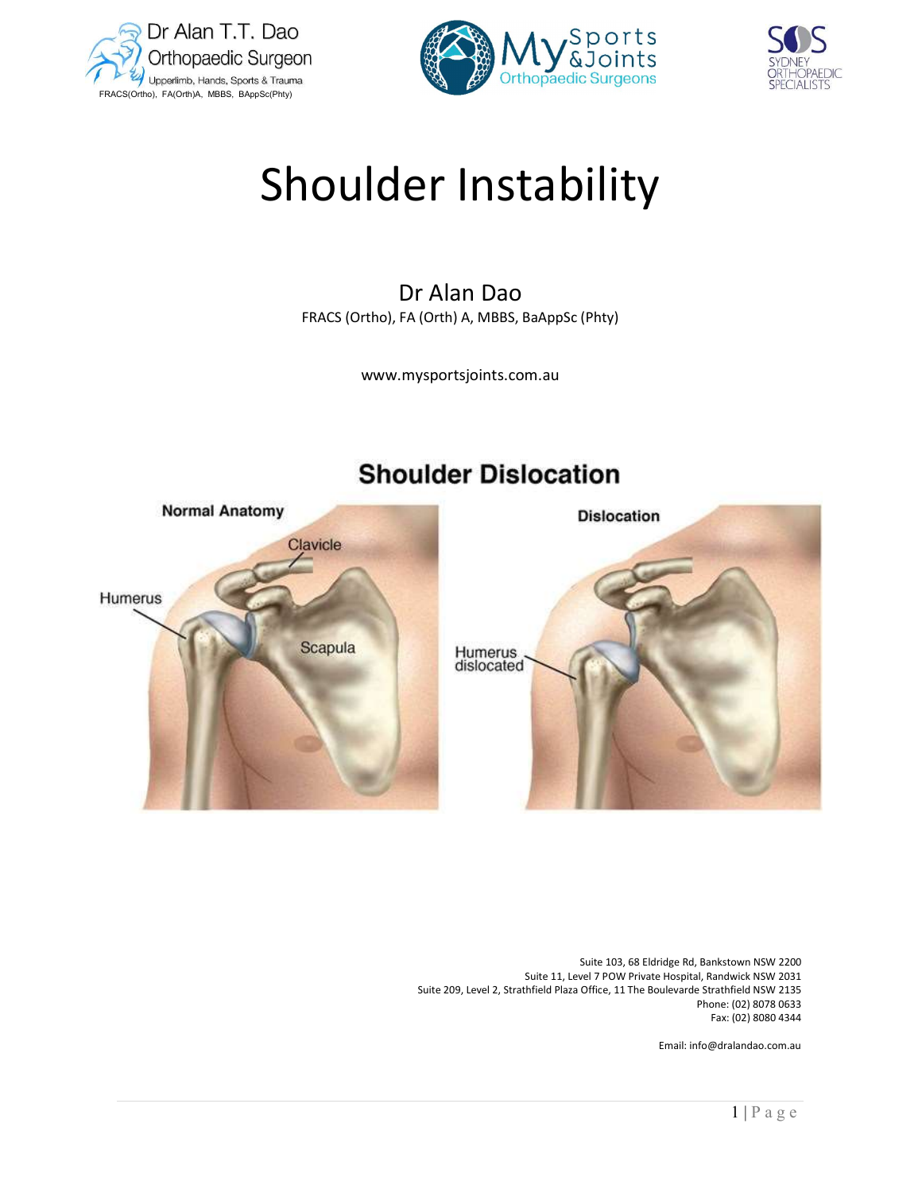Dr Alan T.T. Dao
Orthopaedic Surgeon
Upperlimb, Hands, Sports & Trauma
FRACS(Ortho), FA(Orth)A, MBBS, BAppSc(Phty)

My Sports & Joints Orthopaedic Surgeons

SOS Sydney Orthopaedic Specialists

# Shoulder Instability

Dr Alan Dao

FRACS (Ortho), FA (Orth) A, MBBS, BaAppSc (Phty)

www.mysportsjoints.com.au

## Shoulder Dislocation

Normal Anatomy — Clavicle, Humerus, Scapula

Dislocation — Humerus dislocated

Suite 103, 68 Eldridge Rd, Bankstown NSW 2200
Suite 11, Level 7 POW Private Hospital, Randwick NSW 2031
Suite 209, Level 2, Strathfield Plaza Office, 11 The Boulevarde Strathfield NSW 2135
Phone: (02) 8078 0633
Fax: (02) 8080 4344

Email: info@dralandao.com.au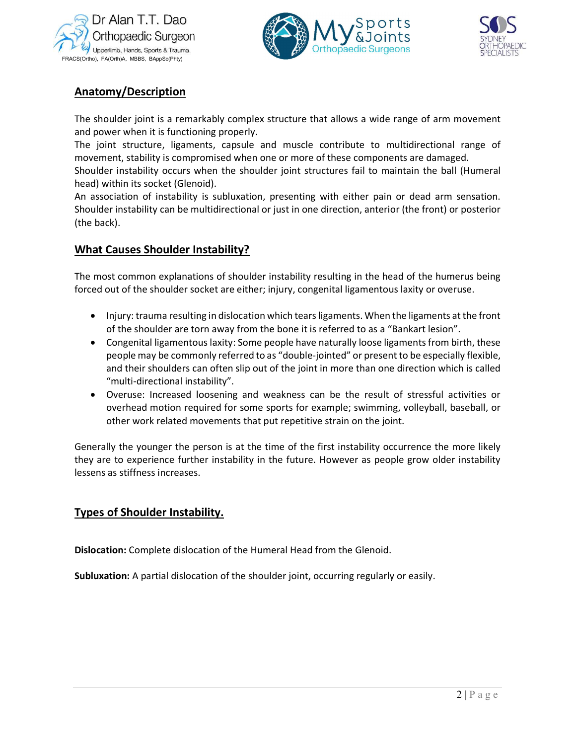## Anatomy/Description

The shoulder joint is a remarkably complex structure that allows a wide range of arm movement and power when it is functioning properly.
The joint structure, ligaments, capsule and muscle contribute to multidirectional range of movement, stability is compromised when one or more of these components are damaged.
Shoulder instability occurs when the shoulder joint structures fail to maintain the ball (Humeral head) within its socket (Glenoid).
An association of instability is subluxation, presenting with either pain or dead arm sensation. Shoulder instability can be multidirectional or just in one direction, anterior (the front) or posterior (the back).

## What Causes Shoulder Instability?

The most common explanations of shoulder instability resulting in the head of the humerus being forced out of the shoulder socket are either; injury, congenital ligamentous laxity or overuse.

- Injury: trauma resulting in dislocation which tears ligaments. When the ligaments at the front of the shoulder are torn away from the bone it is referred to as a "Bankart lesion".
- Congenital ligamentous laxity: Some people have naturally loose ligaments from birth, these people may be commonly referred to as "double-jointed" or present to be especially flexible, and their shoulders can often slip out of the joint in more than one direction which is called "multi-directional instability".
- Overuse: Increased loosening and weakness can be the result of stressful activities or overhead motion required for some sports for example; swimming, volleyball, baseball, or other work related movements that put repetitive strain on the joint.

Generally the younger the person is at the time of the first instability occurrence the more likely they are to experience further instability in the future. However as people grow older instability lessens as stiffness increases.

## Types of Shoulder Instability.

**Dislocation:** Complete dislocation of the Humeral Head from the Glenoid.

**Subluxation:** A partial dislocation of the shoulder joint, occurring regularly or easily.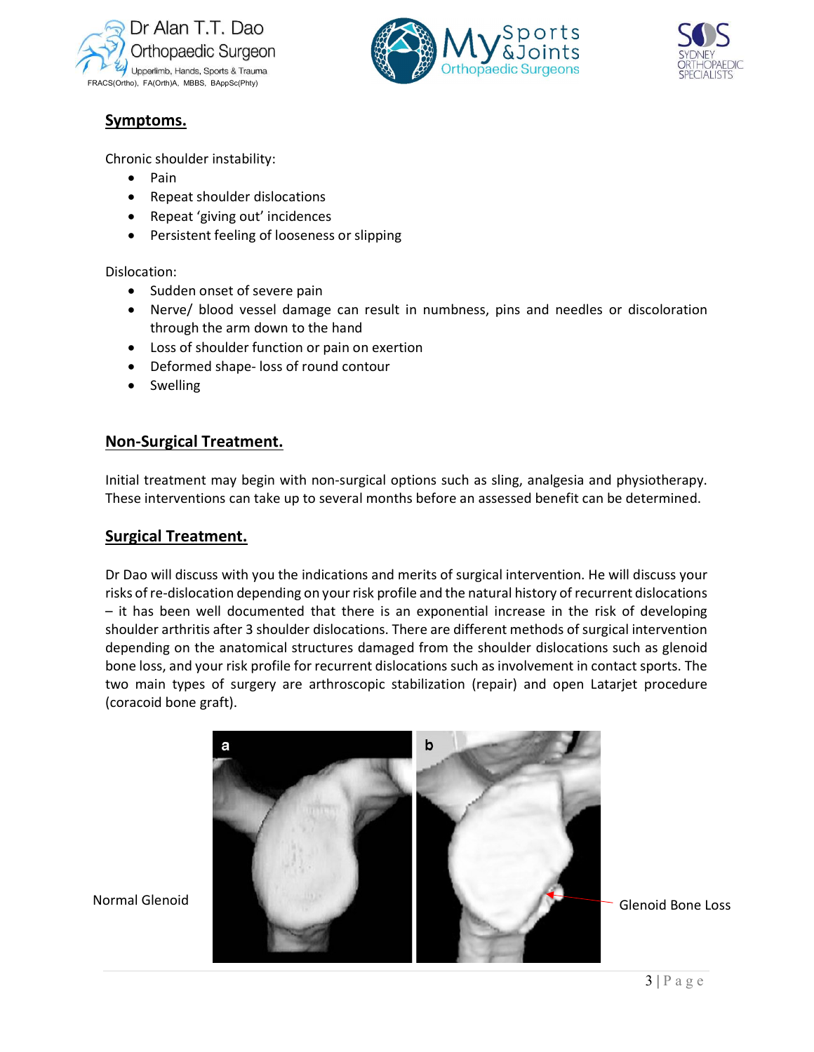## Symptoms.

Chronic shoulder instability:

- Pain
- Repeat shoulder dislocations
- Repeat 'giving out' incidences
- Persistent feeling of looseness or slipping

Dislocation:

- Sudden onset of severe pain
- Nerve/ blood vessel damage can result in numbness, pins and needles or discoloration through the arm down to the hand
- Loss of shoulder function or pain on exertion
- Deformed shape- loss of round contour
- Swelling

## Non-Surgical Treatment.

Initial treatment may begin with non-surgical options such as sling, analgesia and physiotherapy. These interventions can take up to several months before an assessed benefit can be determined.

## Surgical Treatment.

Dr Dao will discuss with you the indications and merits of surgical intervention. He will discuss your risks of re-dislocation depending on your risk profile and the natural history of recurrent dislocations – it has been well documented that there is an exponential increase in the risk of developing shoulder arthritis after 3 shoulder dislocations. There are different methods of surgical intervention depending on the anatomical structures damaged from the shoulder dislocations such as glenoid bone loss, and your risk profile for recurrent dislocations such as involvement in contact sports. The two main types of surgery are arthroscopic stabilization (repair) and open Latarjet procedure (coracoid bone graft).

Normal Glenoid

Glenoid Bone Loss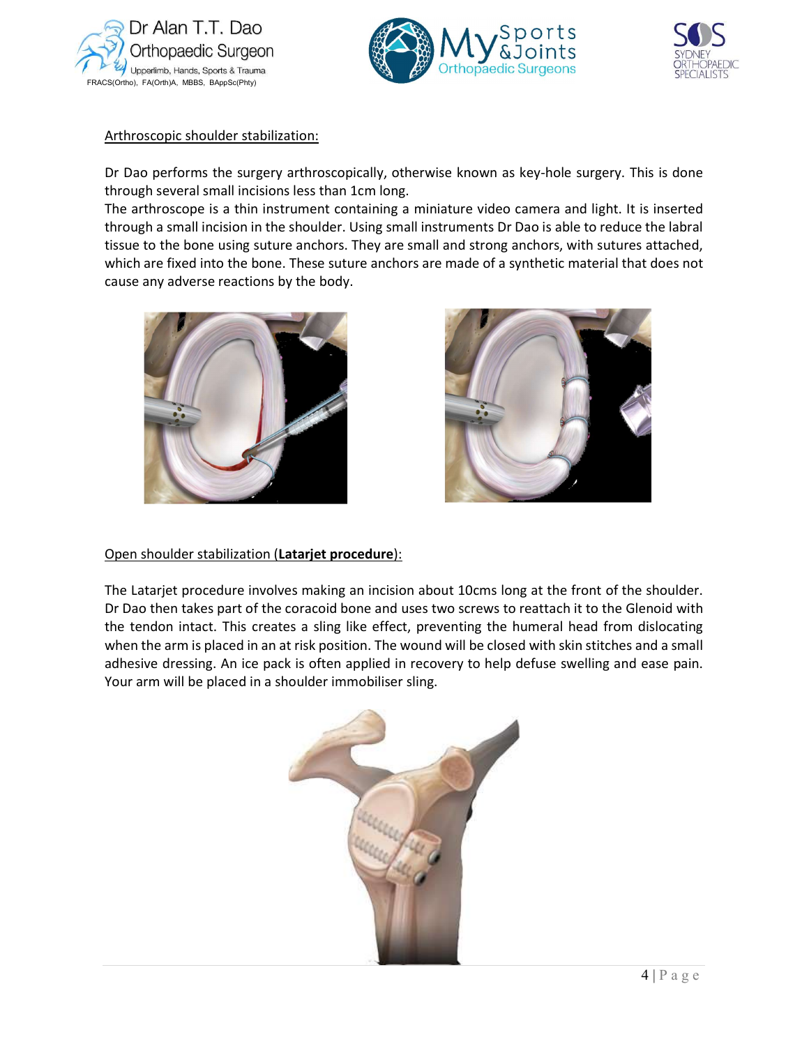Arthroscopic shoulder stabilization:

Dr Dao performs the surgery arthroscopically, otherwise known as key-hole surgery. This is done through several small incisions less than 1cm long.

The arthroscope is a thin instrument containing a miniature video camera and light. It is inserted through a small incision in the shoulder. Using small instruments Dr Dao is able to reduce the labral tissue to the bone using suture anchors. They are small and strong anchors, with sutures attached, which are fixed into the bone. These suture anchors are made of a synthetic material that does not cause any adverse reactions by the body.

Open shoulder stabilization (**Latarjet procedure**):

The Latarjet procedure involves making an incision about 10cms long at the front of the shoulder. Dr Dao then takes part of the coracoid bone and uses two screws to reattach it to the Glenoid with the tendon intact. This creates a sling like effect, preventing the humeral head from dislocating when the arm is placed in an at risk position. The wound will be closed with skin stitches and a small adhesive dressing. An ice pack is often applied in recovery to help defuse swelling and ease pain. Your arm will be placed in a shoulder immobiliser sling.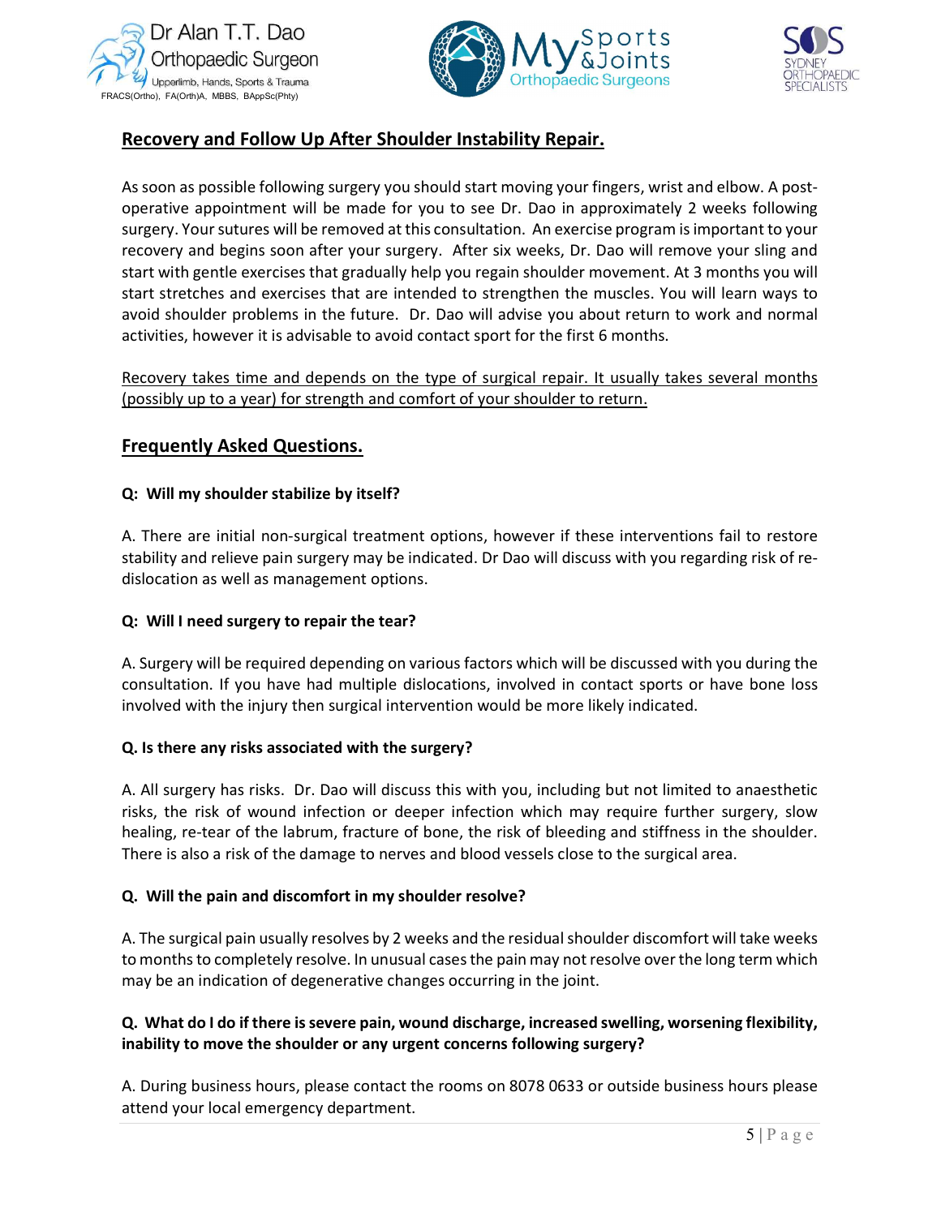## Recovery and Follow Up After Shoulder Instability Repair.

As soon as possible following surgery you should start moving your fingers, wrist and elbow. A post-operative appointment will be made for you to see Dr. Dao in approximately 2 weeks following surgery. Your sutures will be removed at this consultation. An exercise program is important to your recovery and begins soon after your surgery. After six weeks, Dr. Dao will remove your sling and start with gentle exercises that gradually help you regain shoulder movement. At 3 months you will start stretches and exercises that are intended to strengthen the muscles. You will learn ways to avoid shoulder problems in the future. Dr. Dao will advise you about return to work and normal activities, however it is advisable to avoid contact sport for the first 6 months.

Recovery takes time and depends on the type of surgical repair. It usually takes several months (possibly up to a year) for strength and comfort of your shoulder to return.

## Frequently Asked Questions.

**Q: Will my shoulder stabilize by itself?**

A. There are initial non-surgical treatment options, however if these interventions fail to restore stability and relieve pain surgery may be indicated. Dr Dao will discuss with you regarding risk of re-dislocation as well as management options.

**Q: Will I need surgery to repair the tear?**

A. Surgery will be required depending on various factors which will be discussed with you during the consultation. If you have had multiple dislocations, involved in contact sports or have bone loss involved with the injury then surgical intervention would be more likely indicated.

**Q. Is there any risks associated with the surgery?**

A. All surgery has risks. Dr. Dao will discuss this with you, including but not limited to anaesthetic risks, the risk of wound infection or deeper infection which may require further surgery, slow healing, re-tear of the labrum, fracture of bone, the risk of bleeding and stiffness in the shoulder. There is also a risk of the damage to nerves and blood vessels close to the surgical area.

**Q. Will the pain and discomfort in my shoulder resolve?**

A. The surgical pain usually resolves by 2 weeks and the residual shoulder discomfort will take weeks to months to completely resolve. In unusual cases the pain may not resolve over the long term which may be an indication of degenerative changes occurring in the joint.

**Q. What do I do if there is severe pain, wound discharge, increased swelling, worsening flexibility, inability to move the shoulder or any urgent concerns following surgery?**

A. During business hours, please contact the rooms on 8078 0633 or outside business hours please attend your local emergency department.